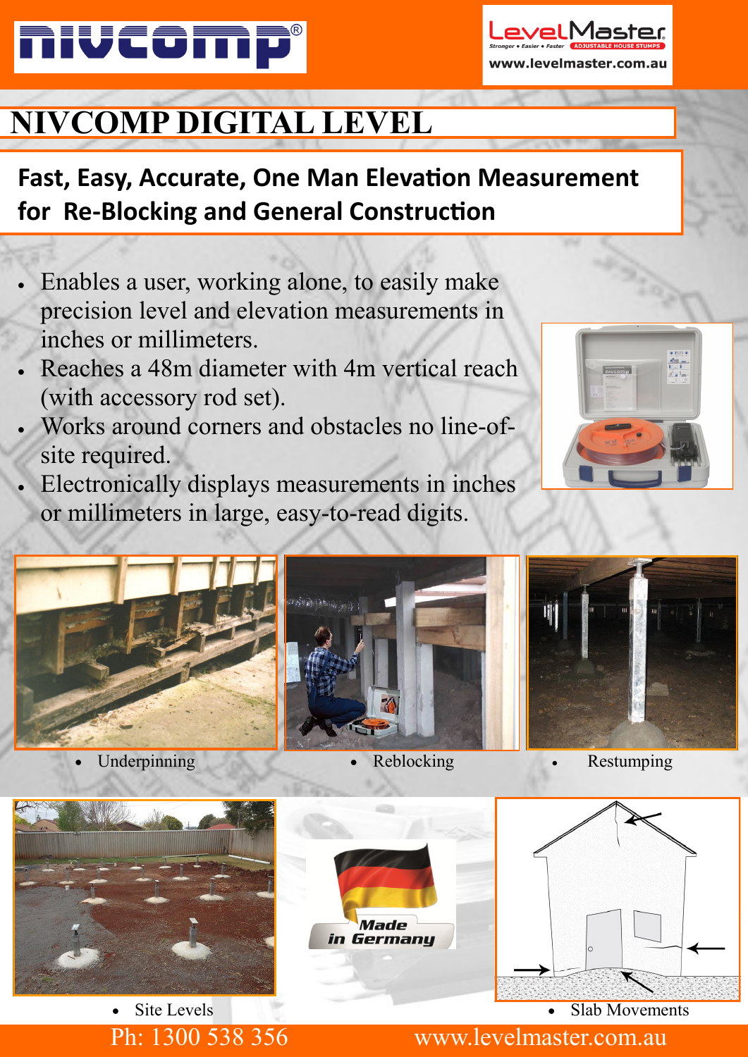nivcomp®

LevelMaster
Stronger • Easier • Faster ADJUSTABLE HOUSE STUMPS
www.levelmaster.com.au

# NIVCOMP DIGITAL LEVEL

## Fast, Easy, Accurate, One Man Elevation Measurement for Re-Blocking and General Construction

- Enables a user, working alone, to easily make precision level and elevation measurements in inches or millimeters.
- Reaches a 48m diameter with 4m vertical reach (with accessory rod set).
- Works around corners and obstacles no line-of-site required.
- Electronically displays measurements in inches or millimeters in large, easy-to-read digits.

- Underpinning
- Reblocking
- Restumping

- Site Levels

Made in Germany

- Slab Movements

Ph: 1300 538 356 www.levelmaster.com.au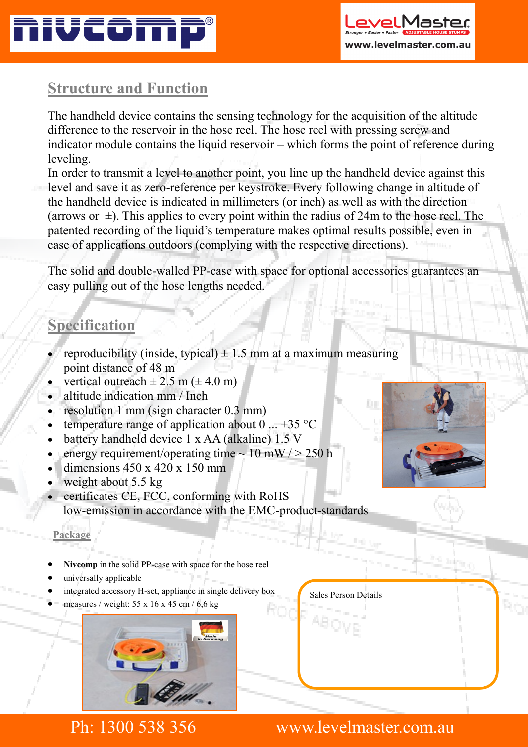## Structure and Function

The handheld device contains the sensing technology for the acquisition of the altitude difference to the reservoir in the hose reel. The hose reel with pressing screw and indicator module contains the liquid reservoir – which forms the point of reference during leveling.
In order to transmit a level to another point, you line up the handheld device against this level and save it as zero-reference per keystroke. Every following change in altitude of the handheld device is indicated in millimeters (or inch) as well as with the direction (arrows or ±). This applies to every point within the radius of 24m to the hose reel. The patented recording of the liquid's temperature makes optimal results possible, even in case of applications outdoors (complying with the respective directions).

The solid and double-walled PP-case with space for optional accessories guarantees an easy pulling out of the hose lengths needed.

## Specification

- reproducibility (inside, typical) ± 1.5 mm at a maximum measuring point distance of 48 m
- vertical outreach ± 2.5 m (± 4.0 m)
- altitude indication mm / Inch
- resolution 1 mm (sign character 0.3 mm)
- temperature range of application about 0 ... +35 °C
- battery handheld device 1 x AA (alkaline) 1.5 V
- energy requirement/operating time ~ 10 mW / > 250 h
- dimensions 450 x 420 x 150 mm
- weight about 5.5 kg
- certificates CE, FCC, conforming with RoHS
  low-emission in accordance with the EMC-product-standards

### Package

- **Nivcomp** in the solid PP-case with space for the hose reel
- universally applicable
- integrated accessory H-set, appliance in single delivery box
- measures / weight: 55 x 16 x 45 cm / 6,6 kg

Made in Germany

Sales Person Details

Ph: 1300 538 356 www.levelmaster.com.au